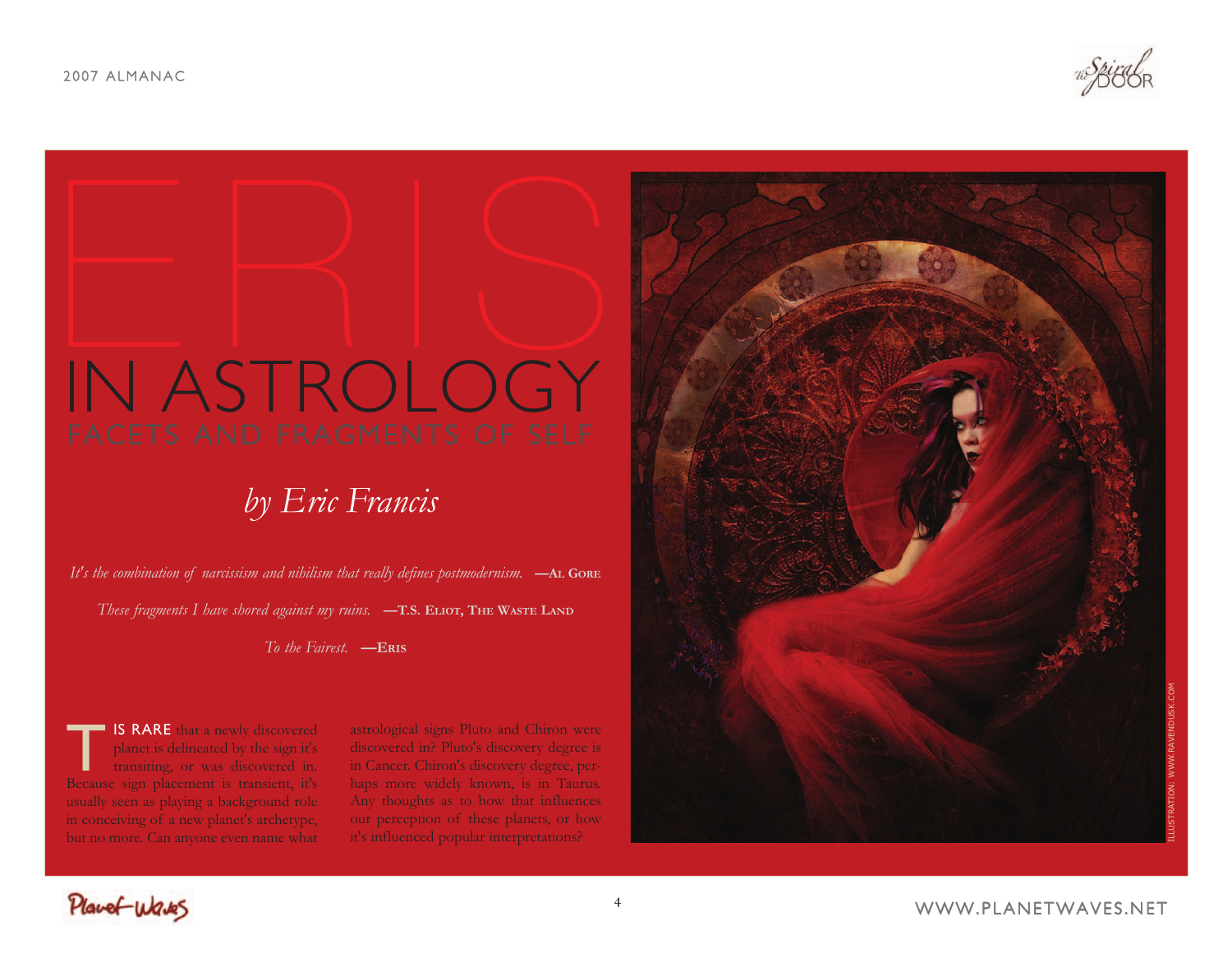# ERIS IN ASTROLOGY

## FACETS AND FRAGMENTS OF SELF

*by Eric Francis*

*It's the combination of narcissism and nihilism that really defines postmodernism.* —AL GORE

*These fragments I have shored against my ruins.* —T.S. ELIOT, THE WASTE LAND

*To the Fairest.* —ERIS

IT IS RARE that a newly discovered planet is delineated by the sign it's transiting, or was discovered in. Because sign placement is transient, it's usually seen as playing a background role in conceiving of a new planet's archetype, but no more. Can anyone even name what astrological signs Pluto and Chiron were discovered in? Pluto's discovery degree is in Cancer. Chiron's discovery degree, perhaps more widely known, is in Taurus. Any thoughts as to how that influences our perception of these planets, or how it's influenced popular interpretations?

ILLUSTRATION: WWW.RAVENDUSK.COM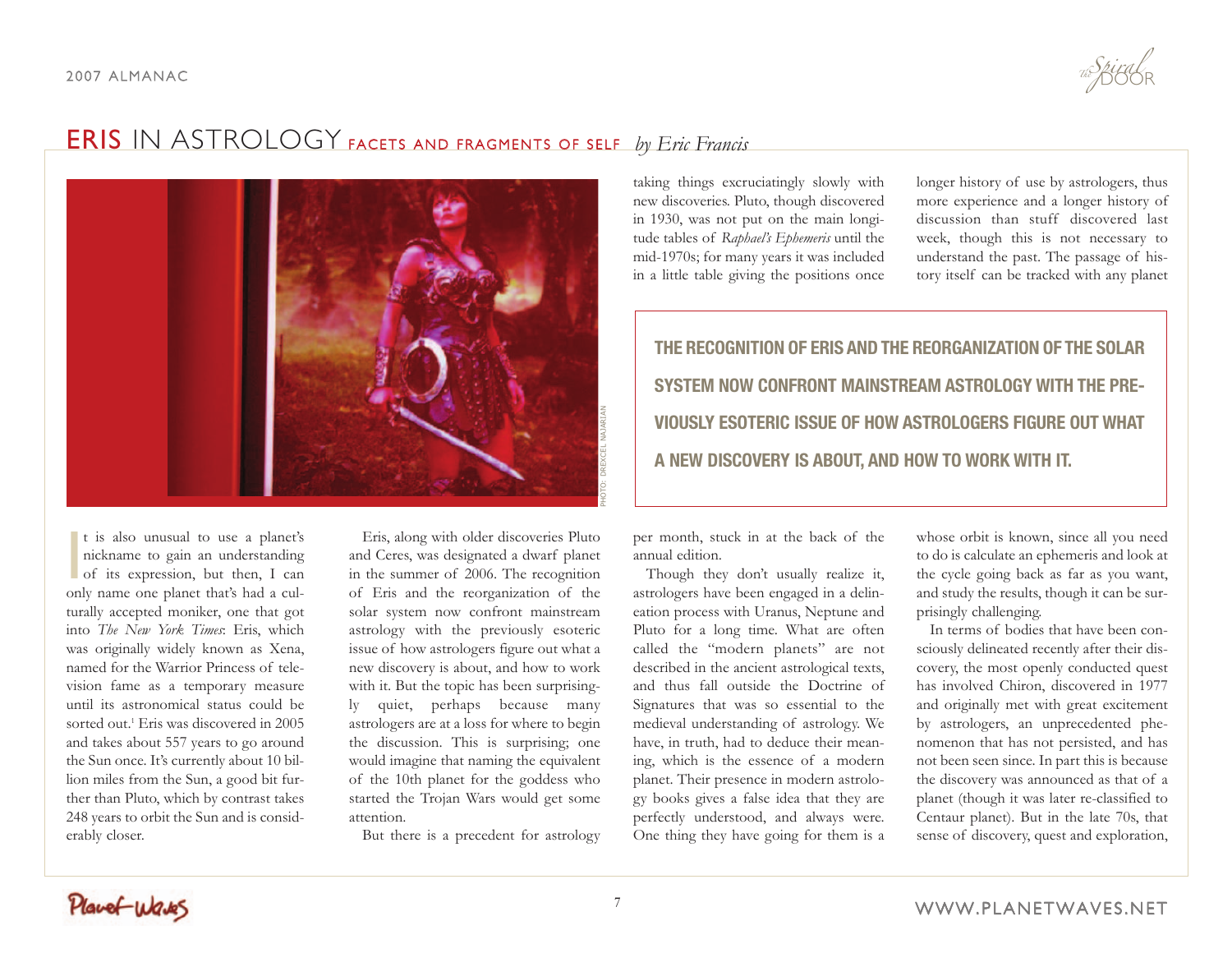# ERIS IN ASTROLOGY FACETS AND FRAGMENTS OF SELF *by Eric Francis*

PHOTO: DREXCEL NAJARIAN

It is also unusual to use a planet's nickname to gain an understanding of its expression, but then, I can only name one planet that's had a culturally accepted moniker, one that got into *The New York Times*: Eris, which was originally widely known as Xena, named for the Warrior Princess of television fame as a temporary measure until its astronomical status could be sorted out.[1] Eris was discovered in 2005 and takes about 557 years to go around the Sun once. It's currently about 10 billion miles from the Sun, a good bit further than Pluto, which by contrast takes 248 years to orbit the Sun and is considerably closer.

Eris, along with older discoveries Pluto and Ceres, was designated a dwarf planet in the summer of 2006. The recognition of Eris and the reorganization of the solar system now confront mainstream astrology with the previously esoteric issue of how astrologers figure out what a new discovery is about, and how to work with it. But the topic has been surprisingly quiet, perhaps because many astrologers are at a loss for where to begin the discussion. This is surprising; one would imagine that naming the equivalent of the 10th planet for the goddess who started the Trojan Wars would get some attention.

But there is a precedent for astrology taking things excruciatingly slowly with new discoveries. Pluto, though discovered in 1930, was not put on the main longitude tables of *Raphael's Ephemeris* until the mid-1970s; for many years it was included in a little table giving the positions once per month, stuck in at the back of the annual edition.

**THE RECOGNITION OF ERIS AND THE REORGANIZATION OF THE SOLAR SYSTEM NOW CONFRONT MAINSTREAM ASTROLOGY WITH THE PREVIOUSLY ESOTERIC ISSUE OF HOW ASTROLOGERS FIGURE OUT WHAT A NEW DISCOVERY IS ABOUT, AND HOW TO WORK WITH IT.**

Though they don't usually realize it, astrologers have been engaged in a delineation process with Uranus, Neptune and Pluto for a long time. What are often called the "modern planets" are not described in the ancient astrological texts, and thus fall outside the Doctrine of Signatures that was so essential to the medieval understanding of astrology. We have, in truth, had to deduce their meaning, which is the essence of a modern planet. Their presence in modern astrology books gives a false idea that they are perfectly understood, and always were. One thing they have going for them is a longer history of use by astrologers, thus more experience and a longer history of discussion than stuff discovered last week, though this is not necessary to understand the past. The passage of history itself can be tracked with any planet whose orbit is known, since all you need to do is calculate an ephemeris and look at the cycle going back as far as you want, and study the results, though it can be surprisingly challenging.

In terms of bodies that have been consciously delineated recently after their discovery, the most openly conducted quest has involved Chiron, discovered in 1977 and originally met with great excitement by astrologers, an unprecedented phenomenon that has not persisted, and has not been seen since. In part this is because the discovery was announced as that of a planet (though it was later re-classified to Centaur planet). But in the late 70s, that sense of discovery, quest and exploration,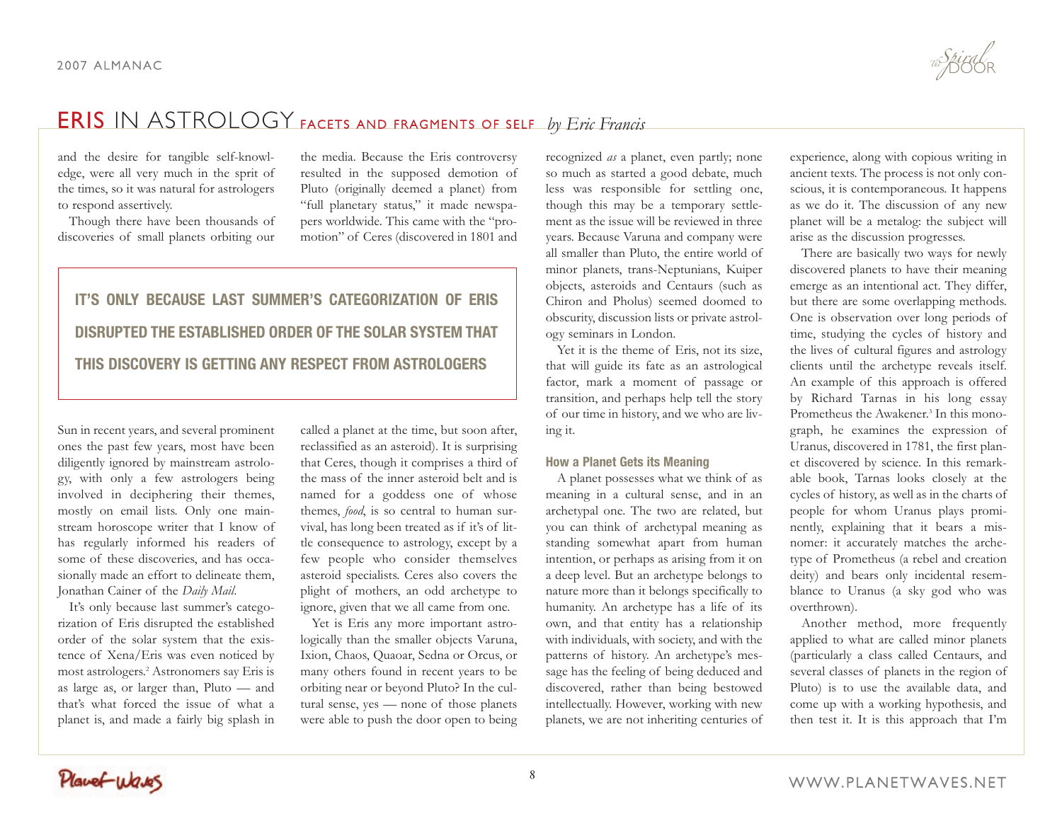# ERIS IN ASTROLOGY FACETS AND FRAGMENTS OF SELF *by Eric Francis*

and the desire for tangible self-knowledge, were all very much in the sprit of the times, so it was natural for astrologers to respond assertively.

Though there have been thousands of discoveries of small planets orbiting our Sun in recent years, and several prominent ones the past few years, most have been diligently ignored by mainstream astrology, with only a few astrologers being involved in deciphering their themes, mostly on email lists. Only one mainstream horoscope writer that I know of has regularly informed his readers of some of these discoveries, and has occasionally made an effort to delineate them, Jonathan Cainer of the *Daily Mail*.

It's only because last summer's categorization of Eris disrupted the established order of the solar system that the existence of Xena/Eris was even noticed by most astrologers.[2] Astronomers say Eris is as large as, or larger than, Pluto — and that's what forced the issue of what a planet is, and made a fairly big splash in the media. Because the Eris controversy resulted in the supposed demotion of Pluto (originally deemed a planet) from "full planetary status," it made newspapers worldwide. This came with the "promotion" of Ceres (discovered in 1801 and called a planet at the time, but soon after, reclassified as an asteroid). It is surprising that Ceres, though it comprises a third of the mass of the inner asteroid belt and is named for a goddess one of whose themes, *food*, is so central to human survival, has long been treated as if it's of little consequence to astrology, except by a few people who consider themselves asteroid specialists. Ceres also covers the plight of mothers, an odd archetype to ignore, given that we all came from one.

**IT'S ONLY BECAUSE LAST SUMMER'S CATEGORIZATION OF ERIS DISRUPTED THE ESTABLISHED ORDER OF THE SOLAR SYSTEM THAT THIS DISCOVERY IS GETTING ANY RESPECT FROM ASTROLOGERS**

Yet is Eris any more important astrologically than the smaller objects Varuna, Ixion, Chaos, Quaoar, Sedna or Orcus, or many others found in recent years to be orbiting near or beyond Pluto? In the cultural sense, yes — none of those planets were able to push the door open to being recognized *as* a planet, even partly; none so much as started a good debate, much less was responsible for settling one, though this may be a temporary settlement as the issue will be reviewed in three years. Because Varuna and company were all smaller than Pluto, the entire world of minor planets, trans-Neptunians, Kuiper objects, asteroids and Centaurs (such as Chiron and Pholus) seemed doomed to obscurity, discussion lists or private astrology seminars in London.

Yet it is the theme of Eris, not its size, that will guide its fate as an astrological factor, mark a moment of passage or transition, and perhaps help tell the story of our time in history, and we who are living it.

### How a Planet Gets its Meaning

A planet possesses what we think of as meaning in a cultural sense, and in an archetypal one. The two are related, but you can think of archetypal meaning as standing somewhat apart from human intention, or perhaps as arising from it on a deep level. But an archetype belongs to nature more than it belongs specifically to humanity. An archetype has a life of its own, and that entity has a relationship with individuals, with society, and with the patterns of history. An archetype's message has the feeling of being deduced and discovered, rather than being bestowed intellectually. However, working with new planets, we are not inheriting centuries of experience, along with copious writing in ancient texts. The process is not only conscious, it is contemporaneous. It happens as we do it. The discussion of any new planet will be a metalog: the subject will arise as the discussion progresses.

There are basically two ways for newly discovered planets to have their meaning emerge as an intentional act. They differ, but there are some overlapping methods. One is observation over long periods of time, studying the cycles of history and the lives of cultural figures and astrology clients until the archetype reveals itself. An example of this approach is offered by Richard Tarnas in his long essay Prometheus the Awakener.[3] In this monograph, he examines the expression of Uranus, discovered in 1781, the first planet discovered by science. In this remarkable book, Tarnas looks closely at the cycles of history, as well as in the charts of people for whom Uranus plays prominently, explaining that it bears a misnomer: it accurately matches the archetype of Prometheus (a rebel and creation deity) and bears only incidental resemblance to Uranus (a sky god who was overthrown).

Another method, more frequently applied to what are called minor planets (particularly a class called Centaurs, and several classes of planets in the region of Pluto) is to use the available data, and come up with a working hypothesis, and then test it. It is this approach that I'm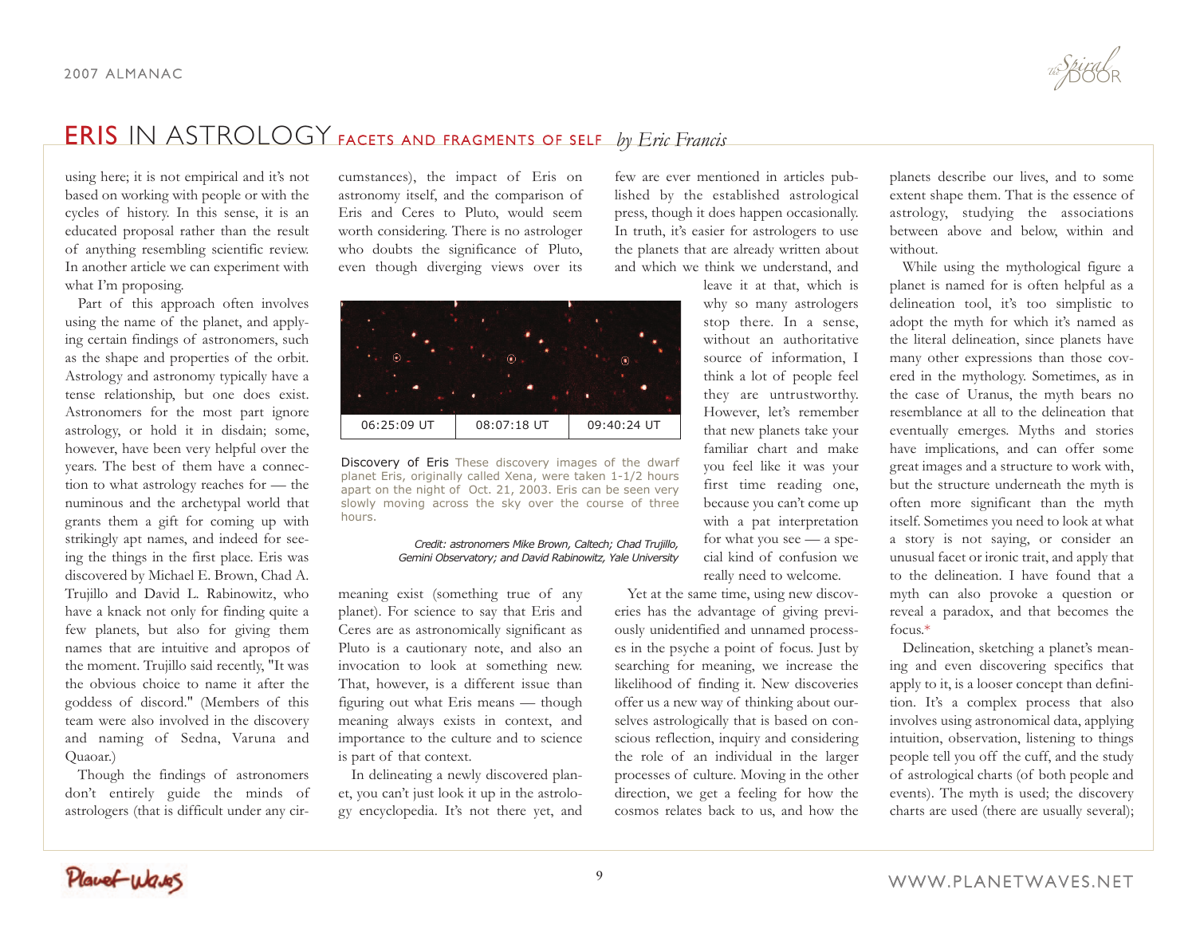# ERIS IN ASTROLOGY FACETS AND FRAGMENTS OF SELF *by Eric Francis*

using here; it is not empirical and it's not based on working with people or with the cycles of history. In this sense, it is an educated proposal rather than the result of anything resembling scientific review. In another article we can experiment with what I'm proposing.

Part of this approach often involves using the name of the planet, and applying certain findings of astronomers, such as the shape and properties of the orbit. Astrology and astronomy typically have a tense relationship, but one does exist. Astronomers for the most part ignore astrology, or hold it in disdain; some, however, have been very helpful over the years. The best of them have a connection to what astrology reaches for — the numinous and the archetypal world that grants them a gift for coming up with strikingly apt names, and indeed for seeing the things in the first place. Eris was discovered by Michael E. Brown, Chad A. Trujillo and David L. Rabinowitz, who have a knack not only for finding quite a few planets, but also for giving them names that are intuitive and apropos of the moment. Trujillo said recently, "It was the obvious choice to name it after the goddess of discord." (Members of this team were also involved in the discovery and naming of Sedna, Varuna and Quaoar.)

Though the findings of astronomers don't entirely guide the minds of astrologers (that is difficult under any circumstances), the impact of Eris on astronomy itself, and the comparison of Eris and Ceres to Pluto, would seem worth considering. There is no astrologer who doubts the significance of Pluto, even though diverging views over its meaning exist (something true of any planet). For science to say that Eris and Ceres are as astronomically significant as Pluto is a cautionary note, and also an invocation to look at something new. That, however, is a different issue than figuring out what Eris means — though meaning always exists in context, and importance to the culture and to science is part of that context.

| 06:25:09 UT | 08:07:18 UT | 09:40:24 UT |
|---|---|---|

Discovery of Eris These discovery images of the dwarf planet Eris, originally called Xena, were taken 1-1/2 hours apart on the night of Oct. 21, 2003. Eris can be seen very slowly moving across the sky over the course of three hours.

*Credit: astronomers Mike Brown, Caltech; Chad Trujillo, Gemini Observatory; and David Rabinowitz, Yale University*

In delineating a newly discovered planet, you can't just look it up in the astrology encyclopedia. It's not there yet, and few are ever mentioned in articles published by the established astrological press, though it does happen occasionally. In truth, it's easier for astrologers to use the planets that are already written about and which we think we understand, and leave it at that, which is why so many astrologers stop there. In a sense, without an authoritative source of information, I think a lot of people feel they are untrustworthy. However, let's remember that new planets take your familiar chart and make you feel like it was your first time reading one, because you can't come up with a pat interpretation for what you see — a special kind of confusion we really need to welcome.

Yet at the same time, using new discoveries has the advantage of giving previously unidentified and unnamed processes in the psyche a point of focus. Just by searching for meaning, we increase the likelihood of finding it. New discoveries offer us a new way of thinking about ourselves astrologically that is based on conscious reflection, inquiry and considering the role of an individual in the larger processes of culture. Moving in the other direction, we get a feeling for how the cosmos relates back to us, and how the planets describe our lives, and to some extent shape them. That is the essence of astrology, studying the associations between above and below, within and without.

While using the mythological figure a planet is named for is often helpful as a delineation tool, it's too simplistic to adopt the myth for which it's named as the literal delineation, since planets have many other expressions than those covered in the mythology. Sometimes, as in the case of Uranus, the myth bears no resemblance at all to the delineation that eventually emerges. Myths and stories have implications, and can offer some great images and a structure to work with, but the structure underneath the myth is often more significant than the myth itself. Sometimes you need to look at what a story is not saying, or consider an unusual facet or ironic trait, and apply that to the delineation. I have found that a myth can also provoke a question or reveal a paradox, and that becomes the focus.*

Delineation, sketching a planet's meaning and even discovering specifics that apply to it, is a looser concept than definition. It's a complex process that also involves using astronomical data, applying intuition, observation, listening to things people tell you off the cuff, and the study of astrological charts (of both people and events). The myth is used; the discovery charts are used (there are usually several);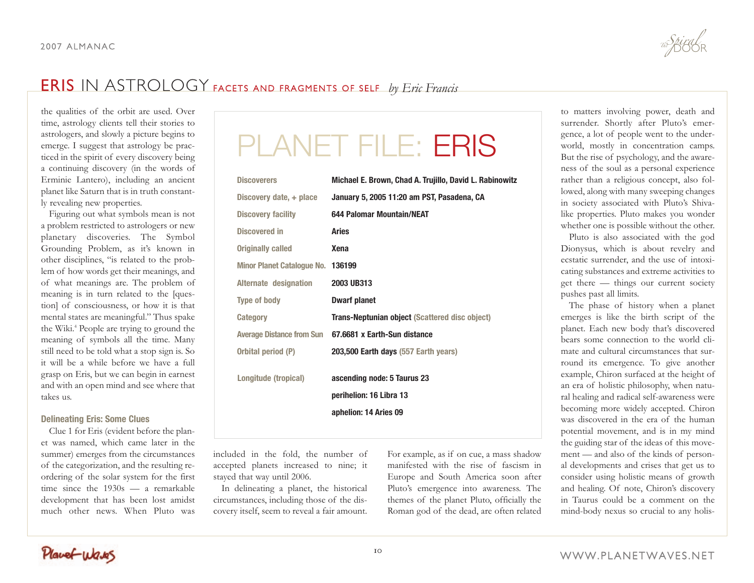## ERIS IN ASTROLOGY FACETS AND FRAGMENTS OF SELF *by Eric Francis*

the qualities of the orbit are used. Over time, astrology clients tell their stories to astrologers, and slowly a picture begins to emerge. I suggest that astrology be practiced in the spirit of every discovery being a continuing discovery (in the words of Erminie Lantero), including an ancient planet like Saturn that is in truth constantly revealing new properties.

Figuring out what symbols mean is not a problem restricted to astrologers or new planetary discoveries. The Symbol Grounding Problem, as it's known in other disciplines, "is related to the problem of how words get their meanings, and of what meanings are. The problem of meaning is in turn related to the [question] of consciousness, or how it is that mental states are meaningful." Thus spake the Wiki.[4] People are trying to ground the meaning of symbols all the time. Many still need to be told what a stop sign is. So it will be a while before we have a full grasp on Eris, but we can begin in earnest and with an open mind and see where that takes us.

### Delineating Eris: Some Clues

Clue 1 for Eris (evident before the planet was named, which came later in the summer) emerges from the circumstances of the categorization, and the resulting reordering of the solar system for the first time since the 1930s — a remarkable development that has been lost amidst much other news. When Pluto was included in the fold, the number of accepted planets increased to nine; it stayed that way until 2006.

In delineating a planet, the historical circumstances, including those of the discovery itself, seem to reveal a fair amount. For example, as if on cue, a mass shadow manifested with the rise of fascism in Europe and South America soon after Pluto's emergence into awareness. The themes of the planet Pluto, officially the Roman god of the dead, are often related to matters involving power, death and surrender. Shortly after Pluto's emergence, a lot of people went to the underworld, mostly in concentration camps. But the rise of psychology, and the awareness of the soul as a personal experience rather than a religious concept, also followed, along with many sweeping changes in society associated with Pluto's Shiva-like properties. Pluto makes you wonder whether one is possible without the other.

Pluto is also associated with the god Dionysus, which is about revelry and ecstatic surrender, and the use of intoxicating substances and extreme activities to get there — things our current society pushes past all limits.

The phase of history when a planet emerges is like the birth script of the planet. Each new body that's discovered bears some connection to the world climate and cultural circumstances that surround its emergence. To give another example, Chiron surfaced at the height of an era of holistic philosophy, when natural healing and radical self-awareness were becoming more widely accepted. Chiron was discovered in the era of the human potential movement, and is in my mind the guiding star of the ideas of this movement — and also of the kinds of personal developments and crises that get us to consider using holistic means of growth and healing. Of note, Chiron's discovery in Taurus could be a comment on the mind-body nexus so crucial to any holis-

## PLANET FILE: ERIS

| | |
|---|---|
| **Discoverers** | **Michael E. Brown, Chad A. Trujillo, David L. Rabinowitz** |
| **Discovery date, + place** | **January 5, 2005 11:20 am PST, Pasadena, CA** |
| **Discovery facility** | **644 Palomar Mountain/NEAT** |
| **Discovered in** | **Aries** |
| **Originally called** | **Xena** |
| **Minor Planet Catalogue No.** | **136199** |
| **Alternate designation** | **2003 UB313** |
| **Type of body** | **Dwarf planet** |
| **Category** | **Trans-Neptunian object (Scattered disc object)** |
| **Average Distance from Sun** | **67.6681 x Earth-Sun distance** |
| **Orbital period (P)** | **203,500 Earth days (557 Earth years)** |
| **Longitude (tropical)** | **ascending node: 5 Taurus 23** |
| | **perihelion: 16 Libra 13** |
| | **aphelion: 14 Aries 09** |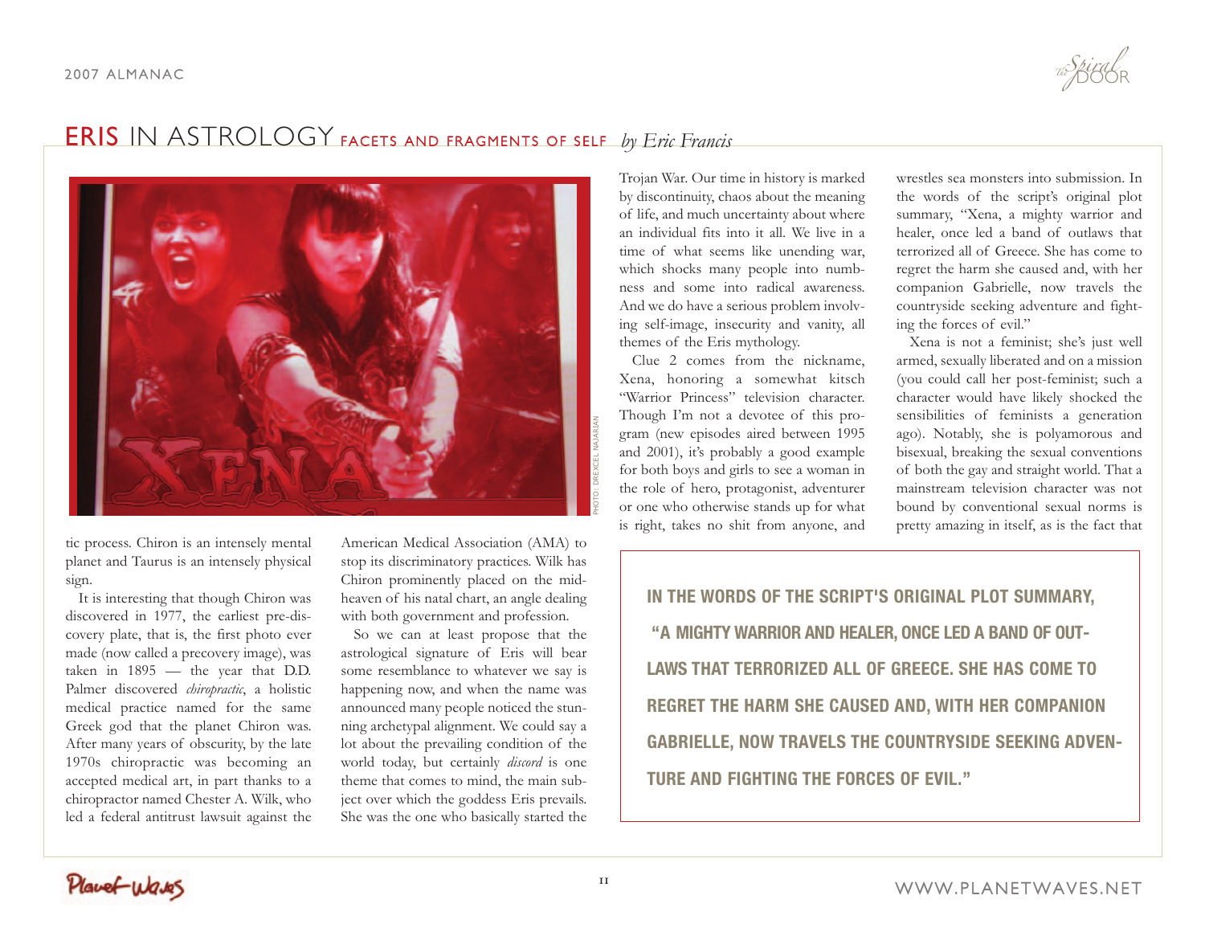# ERIS IN ASTROLOGY FACETS AND FRAGMENTS OF SELF *by Eric Francis*

PHOTO: DREXCEL NAJARIAN

tic process. Chiron is an intensely mental planet and Taurus is an intensely physical sign.

It is interesting that though Chiron was discovered in 1977, the earliest pre-discovery plate, that is, the first photo ever made (now called a precovery image), was taken in 1895 — the year that D.D. Palmer discovered *chiropractic*, a holistic medical practice named for the same Greek god that the planet Chiron was. After many years of obscurity, by the late 1970s chiropractic was becoming an accepted medical art, in part thanks to a chiropractor named Chester A. Wilk, who led a federal antitrust lawsuit against the American Medical Association (AMA) to stop its discriminatory practices. Wilk has Chiron prominently placed on the midheaven of his natal chart, an angle dealing with both government and profession.

So we can at least propose that the astrological signature of Eris will bear some resemblance to whatever we say is happening now, and when the name was announced many people noticed the stunning archetypal alignment. We could say a lot about the prevailing condition of the world today, but certainly *discord* is one theme that comes to mind, the main subject over which the goddess Eris prevails. She was the one who basically started the Trojan War. Our time in history is marked by discontinuity, chaos about the meaning of life, and much uncertainty about where an individual fits into it all. We live in a time of what seems like unending war, which shocks many people into numbness and some into radical awareness. And we do have a serious problem involving self-image, insecurity and vanity, all themes of the Eris mythology.

Clue 2 comes from the nickname, Xena, honoring a somewhat kitsch "Warrior Princess" television character. Though I'm not a devotee of this program (new episodes aired between 1995 and 2001), it's probably a good example for both boys and girls to see a woman in the role of hero, protagonist, adventurer or one who otherwise stands up for what is right, takes no shit from anyone, and wrestles sea monsters into submission. In the words of the script's original plot summary, "Xena, a mighty warrior and healer, once led a band of outlaws that terrorized all of Greece. She has come to regret the harm she caused and, with her companion Gabrielle, now travels the countryside seeking adventure and fighting the forces of evil."

Xena is not a feminist; she's just well armed, sexually liberated and on a mission (you could call her post-feminist; such a character would have likely shocked the sensibilities of feminists a generation ago). Notably, she is polyamorous and bisexual, breaking the sexual conventions of both the gay and straight world. That a mainstream television character was not bound by conventional sexual norms is pretty amazing in itself, as is the fact that

**IN THE WORDS OF THE SCRIPT'S ORIGINAL PLOT SUMMARY, "A MIGHTY WARRIOR AND HEALER, ONCE LED A BAND OF OUTLAWS THAT TERRORIZED ALL OF GREECE. SHE HAS COME TO REGRET THE HARM SHE CAUSED AND, WITH HER COMPANION GABRIELLE, NOW TRAVELS THE COUNTRYSIDE SEEKING ADVENTURE AND FIGHTING THE FORCES OF EVIL."**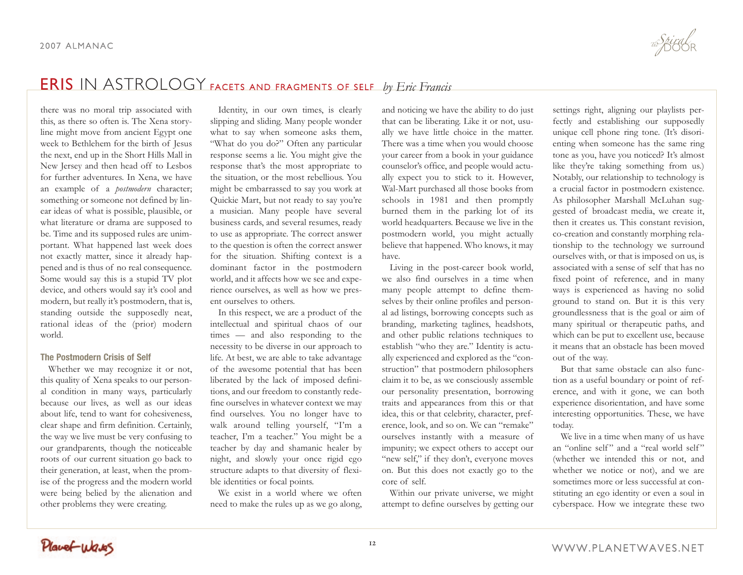# ERIS IN ASTROLOGY FACETS AND FRAGMENTS OF SELF *by Eric Francis*

there was no moral trip associated with this, as there so often is. The Xena storyline might move from ancient Egypt one week to Bethlehem for the birth of Jesus the next, end up in the Short Hills Mall in New Jersey and then head off to Lesbos for further adventures. In Xena, we have an example of a *postmodern* character; something or someone not defined by linear ideas of what is possible, plausible, or what literature or drama are supposed to be. Time and its supposed rules are unimportant. What happened last week does not exactly matter, since it already happened and is thus of no real consequence. Some would say this is a stupid TV plot device, and others would say it's cool and modern, but really it's postmodern, that is, standing outside the supposedly neat, rational ideas of the (prior) modern world.

### The Postmodern Crisis of Self

Whether we may recognize it or not, this quality of Xena speaks to our personal condition in many ways, particularly because our lives, as well as our ideas about life, tend to want for cohesiveness, clear shape and firm definition. Certainly, the way we live must be very confusing to our grandparents, though the noticeable roots of our current situation go back to their generation, at least, when the promise of the progress and the modern world were being belied by the alienation and other problems they were creating.

Identity, in our own times, is clearly slipping and sliding. Many people wonder what to say when someone asks them, "What do you do?" Often any particular response seems a lie. You might give the response that's the most appropriate to the situation, or the most rebellious. You might be embarrassed to say you work at Quickie Mart, but not ready to say you're a musician. Many people have several business cards, and several resumes, ready to use as appropriate. The correct answer to the question is often the correct answer for the situation. Shifting context is a dominant factor in the postmodern world, and it affects how we see and experience ourselves, as well as how we present ourselves to others.

In this respect, we are a product of the intellectual and spiritual chaos of our times — and also responding to the necessity to be diverse in our approach to life. At best, we are able to take advantage of the awesome potential that has been liberated by the lack of imposed definitions, and our freedom to constantly redefine ourselves in whatever context we may find ourselves. You no longer have to walk around telling yourself, "I'm a teacher, I'm a teacher." You might be a teacher by day and shamanic healer by night, and slowly your once rigid ego structure adapts to that diversity of flexible identities or focal points.

We exist in a world where we often need to make the rules up as we go along, and noticing we have the ability to do just that can be liberating. Like it or not, usually we have little choice in the matter. There was a time when you would choose your career from a book in your guidance counselor's office, and people would actually expect you to stick to it. However, Wal-Mart purchased all those books from schools in 1981 and then promptly burned them in the parking lot of its world headquarters. Because we live in the postmodern world, you might actually believe that happened. Who knows, it may have.

Living in the post-career book world, we also find ourselves in a time when many people attempt to define themselves by their online profiles and personal ad listings, borrowing concepts such as branding, marketing taglines, headshots, and other public relations techniques to establish "who they are." Identity is actually experienced and explored as the "construction" that postmodern philosophers claim it to be, as we consciously assemble our personality presentation, borrowing traits and appearances from this or that idea, this or that celebrity, character, preference, look, and so on. We can "remake" ourselves instantly with a measure of impunity; we expect others to accept our "new self," if they don't, everyone moves on. But this does not exactly go to the core of self.

Within our private universe, we might attempt to define ourselves by getting our settings right, aligning our playlists perfectly and establishing our supposedly unique cell phone ring tone. (It's disorienting when someone has the same ring tone as you, have you noticed? It's almost like they're taking something from us.) Notably, our relationship to technology is a crucial factor in postmodern existence. As philosopher Marshall McLuhan suggested of broadcast media, we create it, then it creates us. This constant revision, co-creation and constantly morphing relationship to the technology we surround ourselves with, or that is imposed on us, is associated with a sense of self that has no fixed point of reference, and in many ways is experienced as having no solid ground to stand on. But it is this very groundlessness that is the goal or aim of many spiritual or therapeutic paths, and which can be put to excellent use, because it means that an obstacle has been moved out of the way.

But that same obstacle can also function as a useful boundary or point of reference, and with it gone, we can both experience disorientation, and have some interesting opportunities. These, we have today.

We live in a time when many of us have an "online self" and a "real world self" (whether we intended this or not, and whether we notice or not), and we are sometimes more or less successful at constituting an ego identity or even a soul in cyberspace. How we integrate these two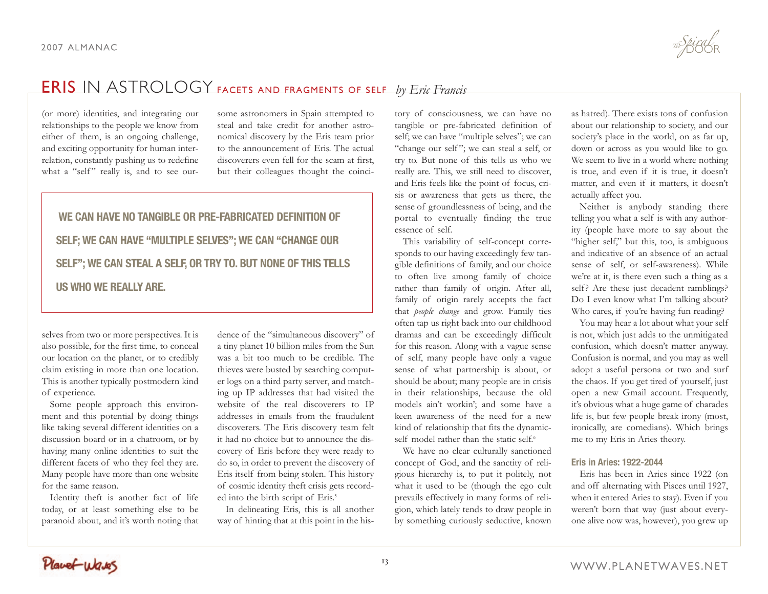# ERIS IN ASTROLOGY FACETS AND FRAGMENTS OF SELF *by Eric Francis*

(or more) identities, and integrating our relationships to the people we know from either of them, is an ongoing challenge, and exciting opportunity for human interrelation, constantly pushing us to redefine what a "self" really is, and to see ourselves from two or more perspectives. It is also possible, for the first time, to conceal our location on the planet, or to credibly claim existing in more than one location. This is another typically postmodern kind of experience.

> **WE CAN HAVE NO TANGIBLE OR PRE-FABRICATED DEFINITION OF SELF; WE CAN HAVE "MULTIPLE SELVES"; WE CAN "CHANGE OUR SELF"; WE CAN STEAL A SELF, OR TRY TO. BUT NONE OF THIS TELLS US WHO WE REALLY ARE.**

Some people approach this environment and this potential by doing things like taking several different identities on a discussion board or in a chatroom, or by having many online identities to suit the different facets of who they feel they are. Many people have more than one website for the same reason.

Identity theft is another fact of life today, or at least something else to be paranoid about, and it's worth noting that some astronomers in Spain attempted to steal and take credit for another astronomical discovery by the Eris team prior to the announcement of Eris. The actual discoverers even fell for the scam at first, but their colleagues thought the coincidence of the "simultaneous discovery" of a tiny planet 10 billion miles from the Sun was a bit too much to be credible. The thieves were busted by searching computer logs on a third party server, and matching up IP addresses that had visited the website of the real discoverers to IP addresses in emails from the fraudulent discoverers. The Eris discovery team felt it had no choice but to announce the discovery of Eris before they were ready to do so, in order to prevent the discovery of Eris itself from being stolen. This history of cosmic identity theft crisis gets recorded into the birth script of Eris.[5]

In delineating Eris, this is all another way of hinting that at this point in the history of consciousness, we can have no tangible or pre-fabricated definition of self; we can have "multiple selves"; we can "change our self"; we can steal a self, or try to. But none of this tells us who we really are. This, we still need to discover, and Eris feels like the point of focus, crisis or awareness that gets us there, the sense of groundlessness of being, and the portal to eventually finding the true essence of self.

This variability of self-concept corresponds to our having exceedingly few tangible definitions of family, and our choice to often live among family of choice rather than family of origin. After all, family of origin rarely accepts the fact that *people change* and grow. Family ties often tap us right back into our childhood dramas and can be exceedingly difficult for this reason. Along with a vague sense of self, many people have only a vague sense of what partnership is about, or should be about; many people are in crisis in their relationships, because the old models ain't workin'; and some have a keen awareness of the need for a new kind of relationship that fits the dynamic-self model rather than the static self.[6]

We have no clear culturally sanctioned concept of God, and the sanctity of religious hierarchy is, to put it politely, not what it used to be (though the ego cult prevails effectively in many forms of religion, which lately tends to draw people in by something curiously seductive, known as hatred). There exists tons of confusion about our relationship to society, and our society's place in the world, on as far up, down or across as you would like to go. We seem to live in a world where nothing is true, and even if it is true, it doesn't matter, and even if it matters, it doesn't actually affect you.

Neither is anybody standing there telling you what a self is with any authority (people have more to say about the "higher self," but this, too, is ambiguous and indicative of an absence of an actual sense of self, or self-awareness). While we're at it, is there even such a thing as a self? Are these just decadent ramblings? Do I even know what I'm talking about? Who cares, if you're having fun reading?

You may hear a lot about what your self is not, which just adds to the unmitigated confusion, which doesn't matter anyway. Confusion is normal, and you may as well adopt a useful persona or two and surf the chaos. If you get tired of yourself, just open a new Gmail account. Frequently, it's obvious what a huge game of charades life is, but few people break irony (most, ironically, are comedians). Which brings me to my Eris in Aries theory.

### Eris in Aries: 1922-2044

Eris has been in Aries since 1922 (on and off alternating with Pisces until 1927, when it entered Aries to stay). Even if you weren't born that way (just about everyone alive now was, however), you grew up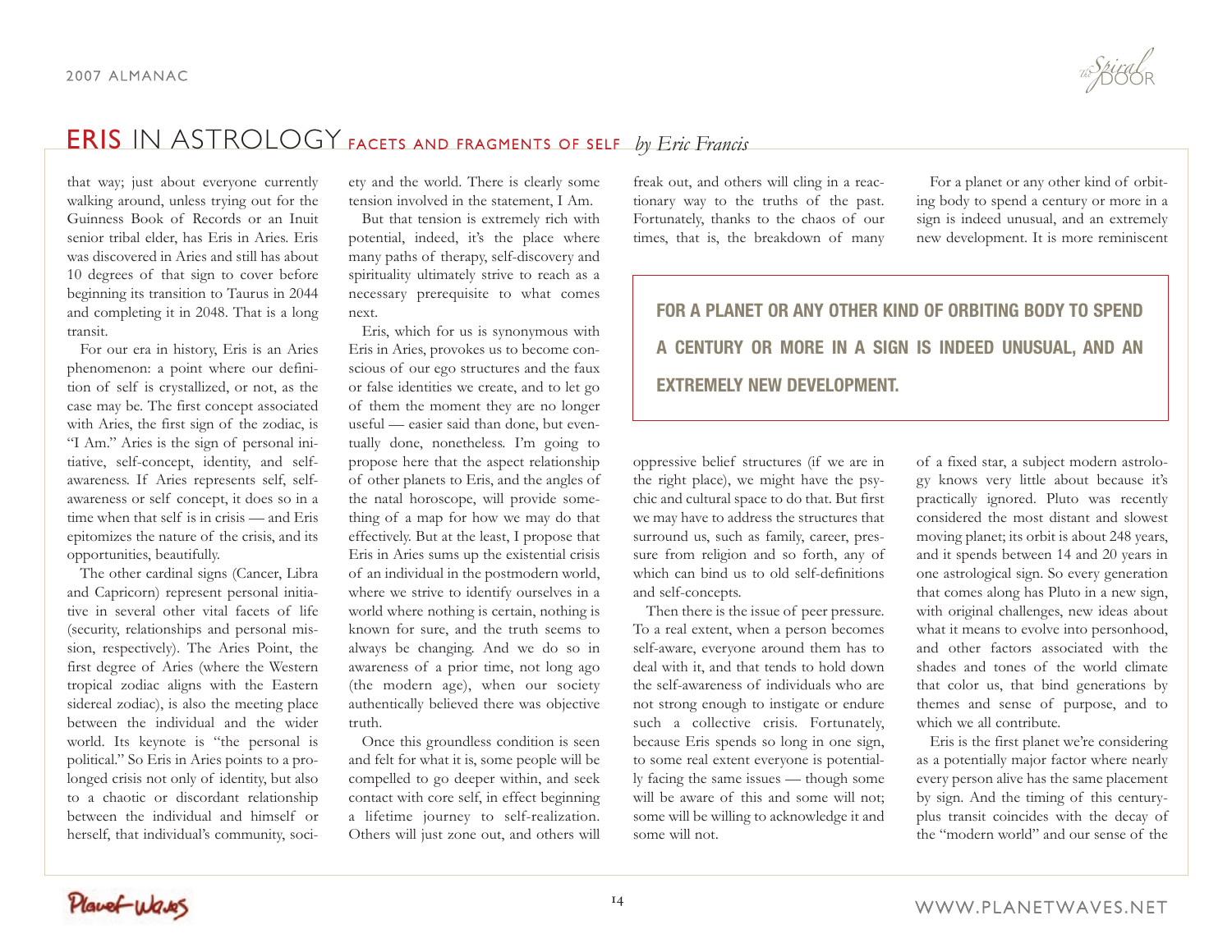# ERIS IN ASTROLOGY FACETS AND FRAGMENTS OF SELF *by Eric Francis*

that way; just about everyone currently walking around, unless trying out for the Guinness Book of Records or an Inuit senior tribal elder, has Eris in Aries. Eris was discovered in Aries and still has about 10 degrees of that sign to cover before beginning its transition to Taurus in 2044 and completing it in 2048. That is a long transit.

For our era in history, Eris is an Aries phenomenon: a point where our definition of self is crystallized, or not, as the case may be. The first concept associated with Aries, the first sign of the zodiac, is "I Am." Aries is the sign of personal initiative, self-concept, identity, and self-awareness. If Aries represents self, self-awareness or self concept, it does so in a time when that self is in crisis — and Eris epitomizes the nature of the crisis, and its opportunities, beautifully.

The other cardinal signs (Cancer, Libra and Capricorn) represent personal initiative in several other vital facets of life (security, relationships and personal mission, respectively). The Aries Point, the first degree of Aries (where the Western tropical zodiac aligns with the Eastern sidereal zodiac), is also the meeting place between the individual and the wider world. Its keynote is "the personal is political." So Eris in Aries points to a prolonged crisis not only of identity, but also to a chaotic or discordant relationship between the individual and himself or herself, that individual's community, society and the world. There is clearly some tension involved in the statement, I Am.

But that tension is extremely rich with potential, indeed, it's the place where many paths of therapy, self-discovery and spirituality ultimately strive to reach as a necessary prerequisite to what comes next.

Eris, which for us is synonymous with Eris in Aries, provokes us to become conscious of our ego structures and the faux or false identities we create, and to let go of them the moment they are no longer useful — easier said than done, but eventually done, nonetheless. I'm going to propose here that the aspect relationship of other planets to Eris, and the angles of the natal horoscope, will provide something of a map for how we may do that effectively. But at the least, I propose that Eris in Aries sums up the existential crisis of an individual in the postmodern world, where we strive to identify ourselves in a world where nothing is certain, nothing is known for sure, and the truth seems to always be changing. And we do so in awareness of a prior time, not long ago (the modern age), when our society authentically believed there was objective truth.

Once this groundless condition is seen and felt for what it is, some people will be compelled to go deeper within, and seek contact with core self, in effect beginning a lifetime journey to self-realization. Others will just zone out, and others will freak out, and others will cling in a reactionary way to the truths of the past. Fortunately, thanks to the chaos of our times, that is, the breakdown of many oppressive belief structures (if we are in the right place), we might have the psychic and cultural space to do that. But first we may have to address the structures that surround us, such as family, career, pressure from religion and so forth, any of which can bind us to old self-definitions and self-concepts.

Then there is the issue of peer pressure. To a real extent, when a person becomes self-aware, everyone around them has to deal with it, and that tends to hold down the self-awareness of individuals who are not strong enough to instigate or endure such a collective crisis. Fortunately, because Eris spends so long in one sign, to some real extent everyone is potentially facing the same issues — though some will be aware of this and some will not; some will be willing to acknowledge it and some will not.

**FOR A PLANET OR ANY OTHER KIND OF ORBITING BODY TO SPEND A CENTURY OR MORE IN A SIGN IS INDEED UNUSUAL, AND AN EXTREMELY NEW DEVELOPMENT.**

For a planet or any other kind of orbiting body to spend a century or more in a sign is indeed unusual, and an extremely new development. It is more reminiscent of a fixed star, a subject modern astrology knows very little about because it's practically ignored. Pluto was recently considered the most distant and slowest moving planet; its orbit is about 248 years, and it spends between 14 and 20 years in one astrological sign. So every generation that comes along has Pluto in a new sign, with original challenges, new ideas about what it means to evolve into personhood, and other factors associated with the shades and tones of the world climate that color us, that bind generations by themes and sense of purpose, and to which we all contribute.

Eris is the first planet we're considering as a potentially major factor where nearly every person alive has the same placement by sign. And the timing of this century-plus transit coincides with the decay of the "modern world" and our sense of the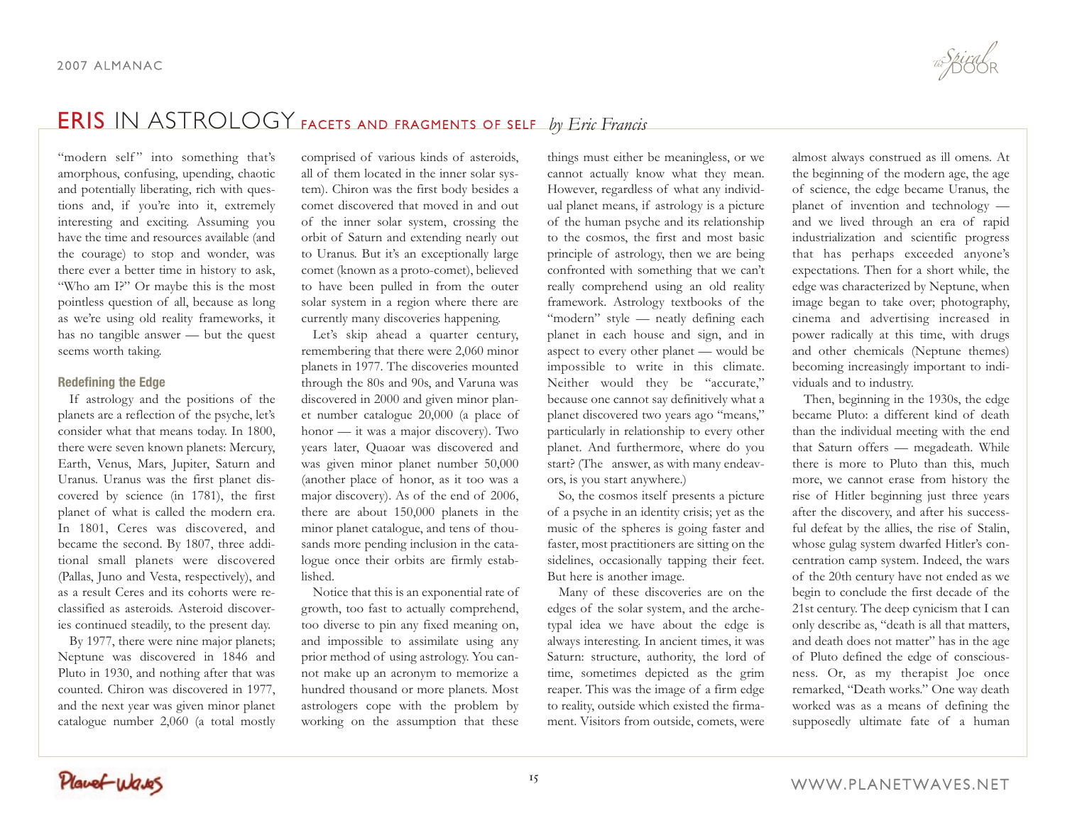# ERIS IN ASTROLOGY FACETS AND FRAGMENTS OF SELF *by Eric Francis*

"modern self" into something that's amorphous, confusing, upending, chaotic and potentially liberating, rich with questions and, if you're into it, extremely interesting and exciting. Assuming you have the time and resources available (and the courage) to stop and wonder, was there ever a better time in history to ask, "Who am I?" Or maybe this is the most pointless question of all, because as long as we're using old reality frameworks, it has no tangible answer — but the quest seems worth taking.

### Redefining the Edge

If astrology and the positions of the planets are a reflection of the psyche, let's consider what that means today. In 1800, there were seven known planets: Mercury, Earth, Venus, Mars, Jupiter, Saturn and Uranus. Uranus was the first planet discovered by science (in 1781), the first planet of what is called the modern era. In 1801, Ceres was discovered, and became the second. By 1807, three additional small planets were discovered (Pallas, Juno and Vesta, respectively), and as a result Ceres and its cohorts were reclassified as asteroids. Asteroid discoveries continued steadily, to the present day.

By 1977, there were nine major planets; Neptune was discovered in 1846 and Pluto in 1930, and nothing after that was counted. Chiron was discovered in 1977, and the next year was given minor planet catalogue number 2,060 (a total mostly comprised of various kinds of asteroids, all of them located in the inner solar system). Chiron was the first body besides a comet discovered that moved in and out of the inner solar system, crossing the orbit of Saturn and extending nearly out to Uranus. But it's an exceptionally large comet (known as a proto-comet), believed to have been pulled in from the outer solar system in a region where there are currently many discoveries happening.

Let's skip ahead a quarter century, remembering that there were 2,060 minor planets in 1977. The discoveries mounted through the 80s and 90s, and Varuna was discovered in 2000 and given minor planet number catalogue 20,000 (a place of honor — it was a major discovery). Two years later, Quaoar was discovered and was given minor planet number 50,000 (another place of honor, as it too was a major discovery). As of the end of 2006, there are about 150,000 planets in the minor planet catalogue, and tens of thousands more pending inclusion in the catalogue once their orbits are firmly established.

Notice that this is an exponential rate of growth, too fast to actually comprehend, too diverse to pin any fixed meaning on, and impossible to assimilate using any prior method of using astrology. You cannot make up an acronym to memorize a hundred thousand or more planets. Most astrologers cope with the problem by working on the assumption that these things must either be meaningless, or we cannot actually know what they mean. However, regardless of what any individual planet means, if astrology is a picture of the human psyche and its relationship to the cosmos, the first and most basic principle of astrology, then we are being confronted with something that we can't really comprehend using an old reality framework. Astrology textbooks of the "modern" style — neatly defining each planet in each house and sign, and in aspect to every other planet — would be impossible to write in this climate. Neither would they be "accurate," because one cannot say definitively what a planet discovered two years ago "means," particularly in relationship to every other planet. And furthermore, where do you start? (The answer, as with many endeavors, is you start anywhere.)

So, the cosmos itself presents a picture of a psyche in an identity crisis; yet as the music of the spheres is going faster and faster, most practitioners are sitting on the sidelines, occasionally tapping their feet. But here is another image.

Many of these discoveries are on the edges of the solar system, and the archetypal idea we have about the edge is always interesting. In ancient times, it was Saturn: structure, authority, the lord of time, sometimes depicted as the grim reaper. This was the image of a firm edge to reality, outside which existed the firmament. Visitors from outside, comets, were almost always construed as ill omens. At the beginning of the modern age, the age of science, the edge became Uranus, the planet of invention and technology — and we lived through an era of rapid industrialization and scientific progress that has perhaps exceeded anyone's expectations. Then for a short while, the edge was characterized by Neptune, when image began to take over; photography, cinema and advertising increased in power radically at this time, with drugs and other chemicals (Neptune themes) becoming increasingly important to individuals and to industry.

Then, beginning in the 1930s, the edge became Pluto: a different kind of death than the individual meeting with the end that Saturn offers — megadeath. While there is more to Pluto than this, much more, we cannot erase from history the rise of Hitler beginning just three years after the discovery, and after his successful defeat by the allies, the rise of Stalin, whose gulag system dwarfed Hitler's concentration camp system. Indeed, the wars of the 20th century have not ended as we begin to conclude the first decade of the 21st century. The deep cynicism that I can only describe as, "death is all that matters, and death does not matter" has in the age of Pluto defined the edge of consciousness. Or, as my therapist Joe once remarked, "Death works." One way death worked was as a means of defining the supposedly ultimate fate of a human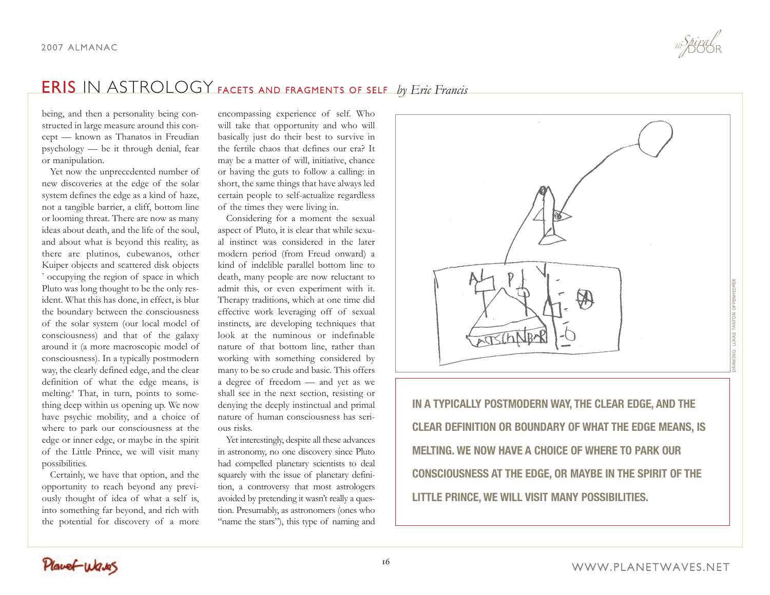# ERIS IN ASTROLOGY FACETS AND FRAGMENTS OF SELF *by Eric Francis*

being, and then a personality being constructed in large measure around this concept — known as Thanatos in Freudian psychology — be it through denial, fear or manipulation.

Yet now the unprecedented number of new discoveries at the edge of the solar system defines the edge as a kind of haze, not a tangible barrier, a cliff, bottom line or looming threat. There are now as many ideas about death, and the life of the soul, and about what is beyond this reality, as there are plutinos, cubewanos, other Kuiper objects and scattered disk objects [7] occupying the region of space in which Pluto was long thought to be the only resident. What this has done, in effect, is blur the boundary between the consciousness of the solar system (our local model of consciousness) and that of the galaxy around it (a more macroscopic model of consciousness). In a typically postmodern way, the clearly defined edge, and the clear definition of what the edge means, is melting.[8] That, in turn, points to something deep within us opening up. We now have psychic mobility, and a choice of where to park our consciousness at the edge or inner edge, or maybe in the spirit of the Little Prince, we will visit many possibilities.

Certainly, we have that option, and the opportunity to reach beyond any previously thought of idea of what a self is, into something far beyond, and rich with the potential for discovery of a more encompassing experience of self. Who will take that opportunity and who will basically just do their best to survive in the fertile chaos that defines our era? It may be a matter of will, initiative, chance or having the guts to follow a calling: in short, the same things that have always led certain people to self-actualize regardless of the times they were living in.

Considering for a moment the sexual aspect of Pluto, it is clear that while sexual instinct was considered in the later modern period (from Freud onward) a kind of indelible parallel bottom line to death, many people are now reluctant to admit this, or even experiment with it. Therapy traditions, which at one time did effective work leveraging off of sexual instincts, are developing techniques that look at the numinous or indefinable nature of that bottom line, rather than working with something considered by many to be so crude and basic. This offers a degree of freedom — and yet as we shall see in the next section, resisting or denying the deeply instinctual and primal nature of human consciousness has serious risks.

Yet interestingly, despite all these advances in astronomy, no one discovery since Pluto had compelled planetary scientists to deal squarely with the issue of planetary definition, a controversy that most astrologers avoided by pretending it wasn't really a question. Presumably, as astronomers (ones who "name the stars"), this type of naming and

DRAWING: LUKAS TANTON OPPENHEIMER

**IN A TYPICALLY POSTMODERN WAY, THE CLEAR EDGE, AND THE CLEAR DEFINITION OR BOUNDARY OF WHAT THE EDGE MEANS, IS MELTING. WE NOW HAVE A CHOICE OF WHERE TO PARK OUR CONSCIOUSNESS AT THE EDGE, OR MAYBE IN THE SPIRIT OF THE LITTLE PRINCE, WE WILL VISIT MANY POSSIBILITIES.**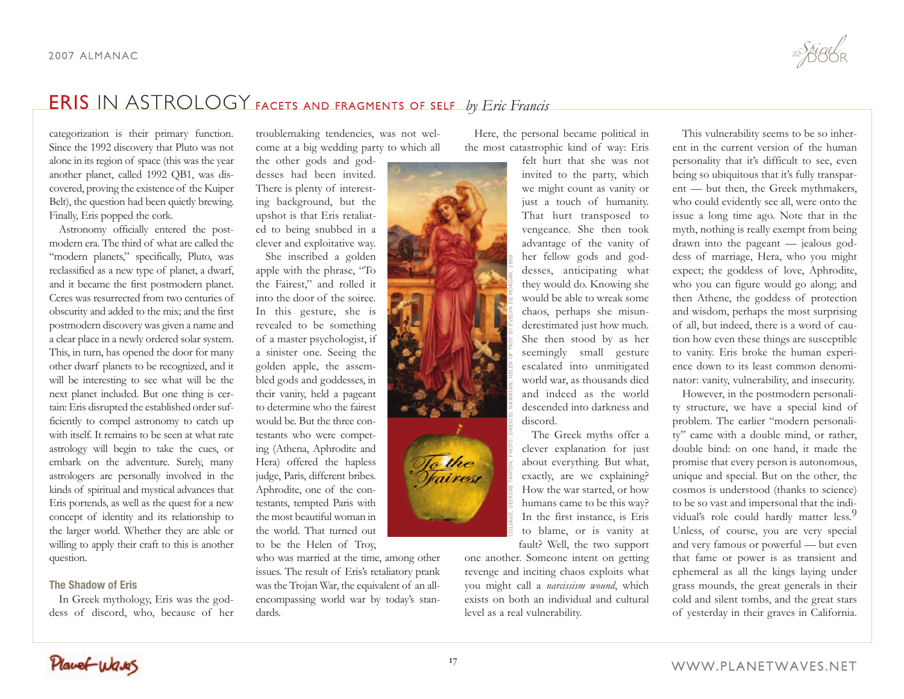# ERIS IN ASTROLOGY FACETS AND FRAGMENTS OF SELF *by Eric Francis*

categorization is their primary function. Since the 1992 discovery that Pluto was not alone in its region of space (this was the year another planet, called 1992 QB1, was discovered, proving the existence of the Kuiper Belt), the question had been quietly brewing. Finally, Eris popped the cork.

Astronomy officially entered the postmodern era. The third of what are called the "modern planets," specifically, Pluto, was reclassified as a new type of planet, a dwarf, and it became the first postmodern planet. Ceres was resurrected from two centuries of obscurity and added to the mix; and the first postmodern discovery was given a name and a clear place in a newly ordered solar system. This, in turn, has opened the door for many other dwarf planets to be recognized, and it will be interesting to see what will be the next planet included. But one thing is certain: Eris disrupted the established order sufficiently to compel astronomy to catch up with itself. It remains to be seen at what rate astrology will begin to take the cues, or embark on the adventure. Surely, many astrologers are personally involved in the kinds of spiritual and mystical advances that Eris portends, as well as the quest for a new concept of identity and its relationship to the larger world. Whether they are able or willing to apply their craft to this is another question.

### The Shadow of Eris

In Greek mythology, Eris was the goddess of discord, who, because of her troublemaking tendencies, was not welcome at a big wedding party to which all the other gods and goddesses had been invited. There is plenty of interesting background, but the upshot is that Eris retaliated to being snubbed in a clever and exploitative way.

She inscribed a golden apple with the phrase, "To the Fairest," and rolled it into the door of the soiree. In this gesture, she is revealed to be something of a master psychologist, if a sinister one. Seeing the golden apple, the assembled gods and goddesses, in their vanity, held a pageant to determine who the fairest would be. But the three contestants who were competing (Athena, Aphrodite and Hera) offered the hapless judge, Paris, different bribes. Aphrodite, one of the contestants, tempted Paris with the most beautiful woman in the world. That turned out to be the Helen of Troy, who was married at the time, among other issues. The result of Eris's retaliatory prank was the Trojan War, the equivalent of an all-encompassing world war by today's standards.

COLLAGE, DEIRDRE TANTON; PHOTO: DREXCEL NAJARIAN; HELEN OF TROY BY EVELYN DE MORGAN, 1898

Here, the personal became political in the most catastrophic kind of way: Eris felt hurt that she was not invited to the party, which we might count as vanity or just a touch of humanity. That hurt transposed to vengeance. She then took advantage of the vanity of her fellow gods and goddesses, anticipating what they would do. Knowing she would be able to wreak some chaos, perhaps she misunderestimated just how much. She then stood by as her seemingly small gesture escalated into unmitigated world war, as thousands died and indeed as the world descended into darkness and discord.

The Greek myths offer a clever explanation for just about everything. But what, exactly, are we explaining? How the war started, or how humans came to be this way? In the first instance, is Eris to blame, or is vanity at fault? Well, the two support one another. Someone intent on getting revenge and inciting chaos exploits what you might call a *narcissism wound*, which exists on both an individual and cultural level as a real vulnerability.

This vulnerability seems to be so inherent in the current version of the human personality that it's difficult to see, even being so ubiquitous that it's fully transparent — but then, the Greek mythmakers, who could evidently see all, were onto the issue a long time ago. Note that in the myth, nothing is really exempt from being drawn into the pageant — jealous goddess of marriage, Hera, who you might expect; the goddess of love, Aphrodite, who you can figure would go along; and then Athene, the goddess of protection and wisdom, perhaps the most surprising of all, but indeed, there is a word of caution how even these things are susceptible to vanity. Eris broke the human experience down to its least common denominator: vanity, vulnerability, and insecurity.

However, in the postmodern personality structure, we have a special kind of problem. The earlier "modern personality" came with a double mind, or rather, double bind: on one hand, it made the promise that every person is autonomous, unique and special. But on the other, the cosmos is understood (thanks to science) to be so vast and impersonal that the individual's role could hardly matter less.[9] Unless, of course, you are very special and very famous or powerful — but even that fame or power is as transient and ephemeral as all the kings laying under grass mounds, the great generals in their cold and silent tombs, and the great stars of yesterday in their graves in California.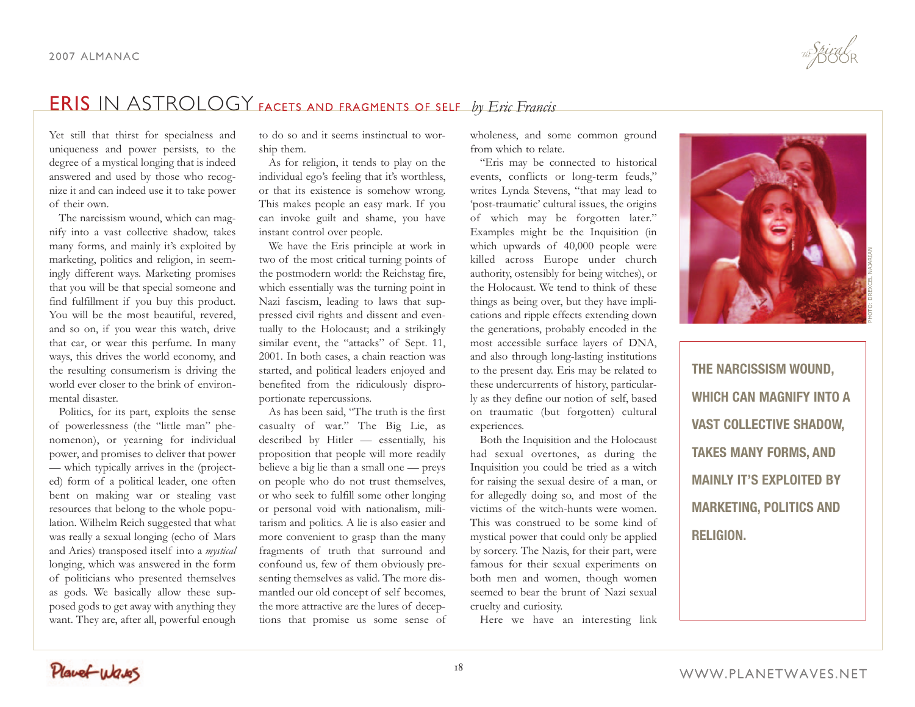# ERIS IN ASTROLOGY FACETS AND FRAGMENTS OF SELF *by Eric Francis*

Yet still that thirst for specialness and uniqueness and power persists, to the degree of a mystical longing that is indeed answered and used by those who recognize it and can indeed use it to take power of their own.

The narcissism wound, which can magnify into a vast collective shadow, takes many forms, and mainly it's exploited by marketing, politics and religion, in seemingly different ways. Marketing promises that you will be that special someone and find fulfillment if you buy this product. You will be the most beautiful, revered, and so on, if you wear this watch, drive that car, or wear this perfume. In many ways, this drives the world economy, and the resulting consumerism is driving the world ever closer to the brink of environmental disaster.

Politics, for its part, exploits the sense of powerlessness (the "little man" phenomenon), or yearning for individual power, and promises to deliver that power — which typically arrives in the (projected) form of a political leader, one often bent on making war or stealing vast resources that belong to the whole population. Wilhelm Reich suggested that what was really a sexual longing (echo of Mars and Aries) transposed itself into a *mystical* longing, which was answered in the form of politicians who presented themselves as gods. We basically allow these supposed gods to get away with anything they want. They are, after all, powerful enough to do so and it seems instinctual to worship them.

As for religion, it tends to play on the individual ego's feeling that it's worthless, or that its existence is somehow wrong. This makes people an easy mark. If you can invoke guilt and shame, you have instant control over people.

We have the Eris principle at work in two of the most critical turning points of the postmodern world: the Reichstag fire, which essentially was the turning point in Nazi fascism, leading to laws that suppressed civil rights and dissent and eventually to the Holocaust; and a strikingly similar event, the "attacks" of Sept. 11, 2001. In both cases, a chain reaction was started, and political leaders enjoyed and benefited from the ridiculously disproportionate repercussions.

As has been said, "The truth is the first casualty of war." The Big Lie, as described by Hitler — essentially, his proposition that people will more readily believe a big lie than a small one — preys on people who do not trust themselves, or who seek to fulfill some other longing or personal void with nationalism, militarism and politics. A lie is also easier and more convenient to grasp than the many fragments of truth that surround and confound us, few of them obviously presenting themselves as valid. The more dismantled our old concept of self becomes, the more attractive are the lures of deceptions that promise us some sense of wholeness, and some common ground from which to relate.

"Eris may be connected to historical events, conflicts or long-term feuds," writes Lynda Stevens, "that may lead to 'post-traumatic' cultural issues, the origins of which may be forgotten later." Examples might be the Inquisition (in which upwards of 40,000 people were killed across Europe under church authority, ostensibly for being witches), or the Holocaust. We tend to think of these things as being over, but they have implications and ripple effects extending down the generations, probably encoded in the most accessible surface layers of DNA, and also through long-lasting institutions to the present day. Eris may be related to these undercurrents of history, particularly as they define our notion of self, based on traumatic (but forgotten) cultural experiences.

Both the Inquisition and the Holocaust had sexual overtones, as during the Inquisition you could be tried as a witch for raising the sexual desire of a man, or for allegedly doing so, and most of the victims of the witch-hunts were women. This was construed to be some kind of mystical power that could only be applied by sorcery. The Nazis, for their part, were famous for their sexual experiments on both men and women, though women seemed to bear the brunt of Nazi sexual cruelty and curiosity.

Here we have an interesting link

PHOTO: DREXCEL NAJARIAN

**THE NARCISSISM WOUND, WHICH CAN MAGNIFY INTO A VAST COLLECTIVE SHADOW, TAKES MANY FORMS, AND MAINLY IT'S EXPLOITED BY MARKETING, POLITICS AND RELIGION.**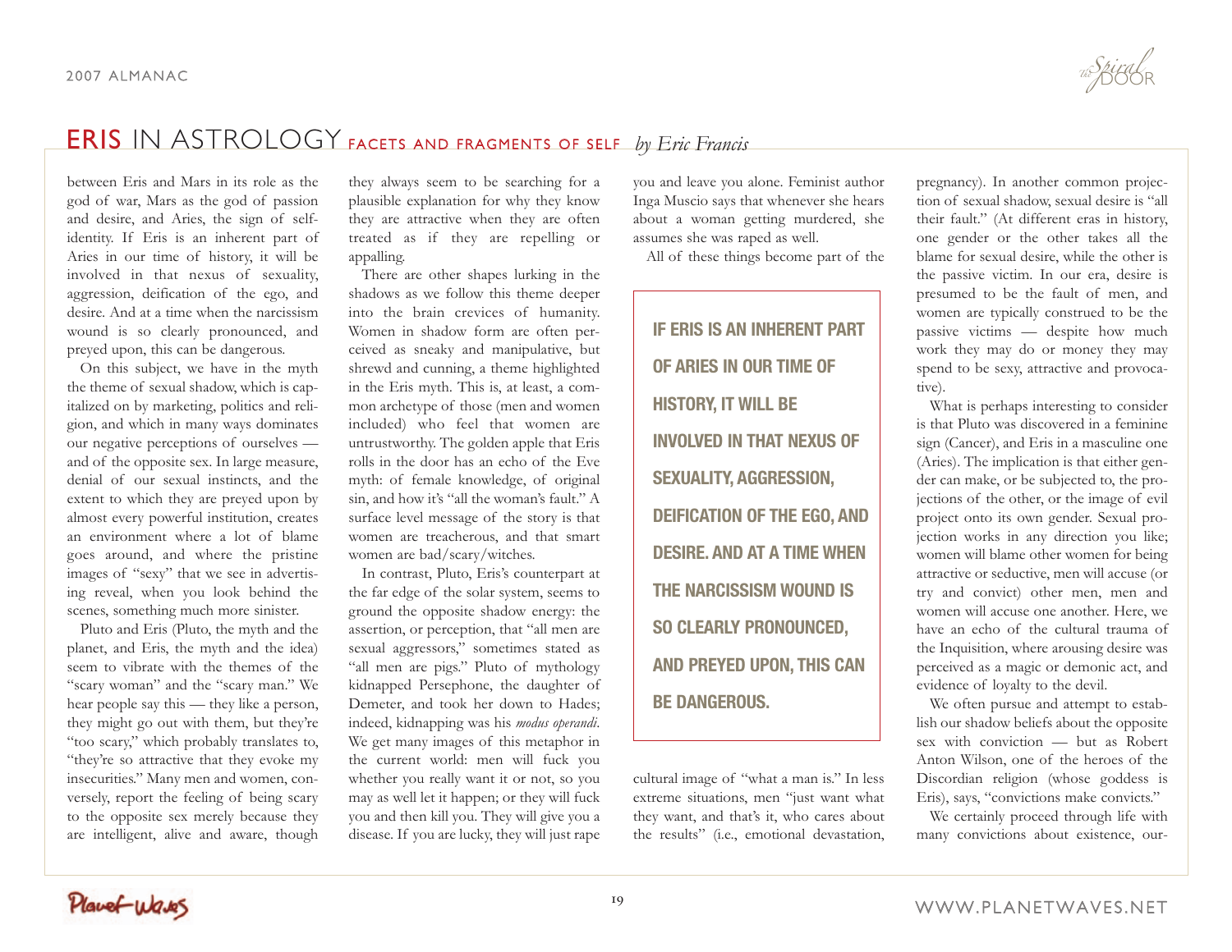# ERIS IN ASTROLOGY FACETS AND FRAGMENTS OF SELF *by Eric Francis*

between Eris and Mars in its role as the god of war, Mars as the god of passion and desire, and Aries, the sign of self-identity. If Eris is an inherent part of Aries in our time of history, it will be involved in that nexus of sexuality, aggression, deification of the ego, and desire. And at a time when the narcissism wound is so clearly pronounced, and preyed upon, this can be dangerous.

On this subject, we have in the myth the theme of sexual shadow, which is capitalized on by marketing, politics and religion, and which in many ways dominates our negative perceptions of ourselves — and of the opposite sex. In large measure, denial of our sexual instincts, and the extent to which they are preyed upon by almost every powerful institution, creates an environment where a lot of blame goes around, and where the pristine images of "sexy" that we see in advertising reveal, when you look behind the scenes, something much more sinister.

Pluto and Eris (Pluto, the myth and the planet, and Eris, the myth and the idea) seem to vibrate with the themes of the "scary woman" and the "scary man." We hear people say this — they like a person, they might go out with them, but they're "too scary," which probably translates to, "they're so attractive that they evoke my insecurities." Many men and women, conversely, report the feeling of being scary to the opposite sex merely because they are intelligent, alive and aware, though they always seem to be searching for a plausible explanation for why they know they are attractive when they are often treated as if they are repelling or appalling.

There are other shapes lurking in the shadows as we follow this theme deeper into the brain crevices of humanity. Women in shadow form are often perceived as sneaky and manipulative, but shrewd and cunning, a theme highlighted in the Eris myth. This is, at least, a common archetype of those (men and women included) who feel that women are untrustworthy. The golden apple that Eris rolls in the door has an echo of the Eve myth: of female knowledge, of original sin, and how it's "all the woman's fault." A surface level message of the story is that women are treacherous, and that smart women are bad/scary/witches.

In contrast, Pluto, Eris's counterpart at the far edge of the solar system, seems to ground the opposite shadow energy: the assertion, or perception, that "all men are sexual aggressors," sometimes stated as "all men are pigs." Pluto of mythology kidnapped Persephone, the daughter of Demeter, and took her down to Hades; indeed, kidnapping was his *modus operandi*. We get many images of this metaphor in the current world: men will fuck you whether you really want it or not, so you may as well let it happen; or they will fuck you and then kill you. They will give you a disease. If you are lucky, they will just rape you and leave you alone. Feminist author Inga Muscio says that whenever she hears about a woman getting murdered, she assumes she was raped as well.

All of these things become part of the cultural image of "what a man is." In less extreme situations, men "just want what they want, and that's it, who cares about the results" (i.e., emotional devastation, pregnancy). In another common projection of sexual shadow, sexual desire is "all their fault." (At different eras in history, one gender or the other takes all the blame for sexual desire, while the other is the passive victim. In our era, desire is presumed to be the fault of men, and women are typically construed to be the passive victims — despite how much work they may do or money they may spend to be sexy, attractive and provocative).

> **IF ERIS IS AN INHERENT PART OF ARIES IN OUR TIME OF HISTORY, IT WILL BE INVOLVED IN THAT NEXUS OF SEXUALITY, AGGRESSION, DEIFICATION OF THE EGO, AND DESIRE. AND AT A TIME WHEN THE NARCISSISM WOUND IS SO CLEARLY PRONOUNCED, AND PREYED UPON, THIS CAN BE DANGEROUS.**

What is perhaps interesting to consider is that Pluto was discovered in a feminine sign (Cancer), and Eris in a masculine one (Aries). The implication is that either gender can make, or be subjected to, the projections of the other, or the image of evil project onto its own gender. Sexual projection works in any direction you like; women will blame other women for being attractive or seductive, men will accuse (or try and convict) other men, men and women will accuse one another. Here, we have an echo of the cultural trauma of the Inquisition, where arousing desire was perceived as a magic or demonic act, and evidence of loyalty to the devil.

We often pursue and attempt to establish our shadow beliefs about the opposite sex with conviction — but as Robert Anton Wilson, one of the heroes of the Discordian religion (whose goddess is Eris), says, "convictions make convicts."

We certainly proceed through life with many convictions about existence, our-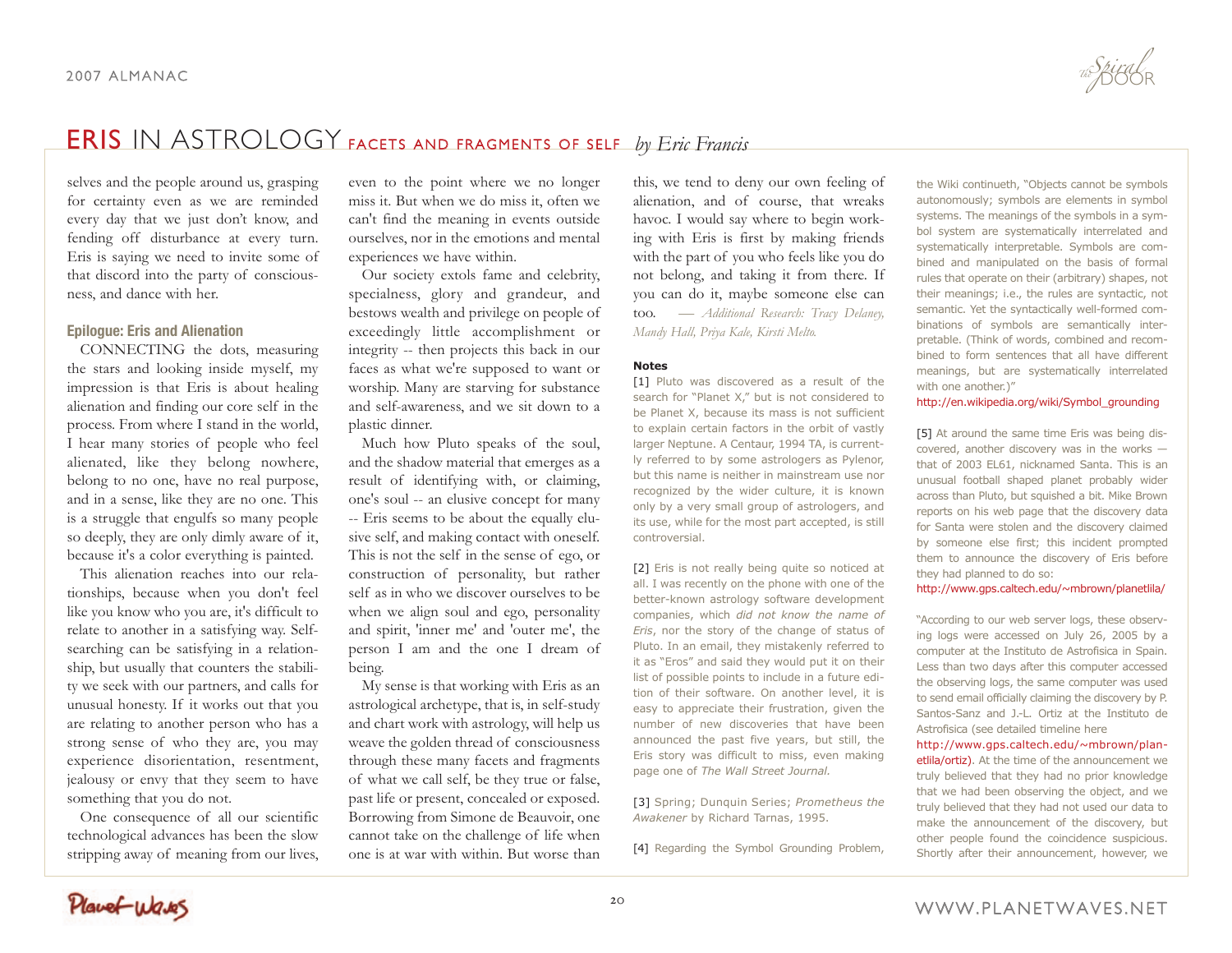# ERIS IN ASTROLOGY FACETS AND FRAGMENTS OF SELF *by Eric Francis*

selves and the people around us, grasping for certainty even as we are reminded every day that we just don't know, and fending off disturbance at every turn. Eris is saying we need to invite some of that discord into the party of consciousness, and dance with her.

### Epilogue: Eris and Alienation

CONNECTING the dots, measuring the stars and looking inside myself, my impression is that Eris is about healing alienation and finding our core self in the process. From where I stand in the world, I hear many stories of people who feel alienated, like they belong nowhere, belong to no one, have no real purpose, and in a sense, like they are no one. This is a struggle that engulfs so many people so deeply, they are only dimly aware of it, because it's a color everything is painted.

This alienation reaches into our relationships, because when you don't feel like you know who you are, it's difficult to relate to another in a satisfying way. Self-searching can be satisfying in a relationship, but usually that counters the stability we seek with our partners, and calls for unusual honesty. If it works out that you are relating to another person who has a strong sense of who they are, you may experience disorientation, resentment, jealousy or envy that they seem to have something that you do not.

One consequence of all our scientific technological advances has been the slow stripping away of meaning from our lives, even to the point where we no longer miss it. But when we do miss it, often we can't find the meaning in events outside ourselves, nor in the emotions and mental experiences we have within.

Our society extols fame and celebrity, specialness, glory and grandeur, and bestows wealth and privilege on people of exceedingly little accomplishment or integrity -- then projects this back in our faces as what we're supposed to want or worship. Many are starving for substance and self-awareness, and we sit down to a plastic dinner.

Much how Pluto speaks of the soul, and the shadow material that emerges as a result of identifying with, or claiming, one's soul -- an elusive concept for many -- Eris seems to be about the equally elusive self, and making contact with oneself. This is not the self in the sense of ego, or construction of personality, but rather self as in who we discover ourselves to be when we align soul and ego, personality and spirit, 'inner me' and 'outer me', the person I am and the one I dream of being.

My sense is that working with Eris as an astrological archetype, that is, in self-study and chart work with astrology, will help us weave the golden thread of consciousness through these many facets and fragments of what we call self, be they true or false, past life or present, concealed or exposed. Borrowing from Simone de Beauvoir, one cannot take on the challenge of life when one is at war with within. But worse than this, we tend to deny our own feeling of alienation, and of course, that wreaks havoc. I would say where to begin working with Eris is first by making friends with the part of you who feels like you do not belong, and taking it from there. If you can do it, maybe someone else can too. *— Additional Research: Tracy Delaney, Mandy Hall, Priya Kale, Kirsti Melto.*

**Notes**

[1] Pluto was discovered as a result of the search for "Planet X," but is not considered to be Planet X, because its mass is not sufficient to explain certain factors in the orbit of vastly larger Neptune. A Centaur, 1994 TA, is currently referred to by some astrologers as Pylenor, but this name is neither in mainstream use nor recognized by the wider culture, it is known only by a very small group of astrologers, and its use, while for the most part accepted, is still controversial.

[2] Eris is not really being quite so noticed at all. I was recently on the phone with one of the better-known astrology software development companies, which *did not know the name of Eris*, nor the story of the change of status of Pluto. In an email, they mistakenly referred to it as "Eros" and said they would put it on their list of possible points to include in a future edition of their software. On another level, it is easy to appreciate their frustration, given the number of new discoveries that have been announced the past five years, but still, the Eris story was difficult to miss, even making page one of *The Wall Street Journal*.

[3] Spring; Dunquin Series; *Prometheus the Awakener* by Richard Tarnas, 1995.

[4] Regarding the Symbol Grounding Problem, the Wiki continueth, "Objects cannot be symbols autonomously; symbols are elements in symbol systems. The meanings of the symbols in a symbol system are systematically interrelated and systematically interpretable. Symbols are combined and manipulated on the basis of formal rules that operate on their (arbitrary) shapes, not their meanings; i.e., the rules are syntactic, not semantic. Yet the syntactically well-formed combinations of symbols are semantically interpretable. (Think of words, combined and recombined to form sentences that all have different meanings, but are systematically interrelated with one another.)"
http://en.wikipedia.org/wiki/Symbol_grounding

[5] At around the same time Eris was being discovered, another discovery was in the works — that of 2003 EL61, nicknamed Santa. This is an unusual football shaped planet probably wider across than Pluto, but squished a bit. Mike Brown reports on his web page that the discovery data for Santa were stolen and the discovery claimed by someone else first; this incident prompted them to announce the discovery of Eris before they had planned to do so:
http://www.gps.caltech.edu/~mbrown/planetlila/

"According to our web server logs, these observing logs were accessed on July 26, 2005 by a computer at the Instituto de Astrofisica in Spain. Less than two days after this computer accessed the observing logs, the same computer was used to send email officially claiming the discovery by P. Santos-Sanz and J.-L. Ortiz at the Instituto de Astrofisica (see detailed timeline here http://www.gps.caltech.edu/~mbrown/planetlila/ortiz). At the time of the announcement we truly believed that they had no prior knowledge that we had been observing the object, and we truly believed that they had not used our data to make the announcement of the discovery, but other people found the coincidence suspicious. Shortly after their announcement, however, we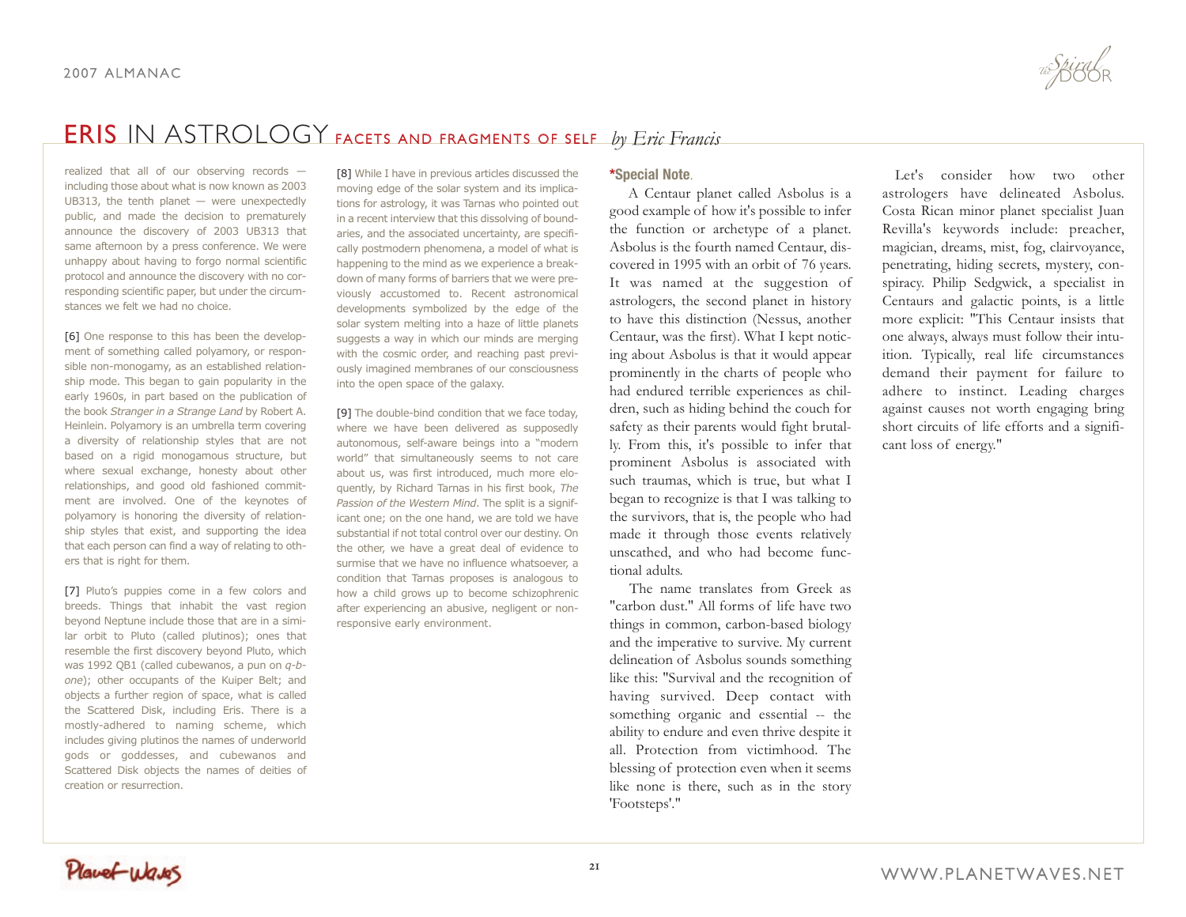# ERIS IN ASTROLOGY FACETS AND FRAGMENTS OF SELF *by Eric Francis*

realized that all of our observing records — including those about what is now known as 2003 UB313, the tenth planet — were unexpectedly public, and made the decision to prematurely announce the discovery of 2003 UB313 that same afternoon by a press conference. We were unhappy about having to forgo normal scientific protocol and announce the discovery with no corresponding scientific paper, but under the circumstances we felt we had no choice.

[6] One response to this has been the development of something called polyamory, or responsible non-monogamy, as an established relationship mode. This began to gain popularity in the early 1960s, in part based on the publication of the book *Stranger in a Strange Land* by Robert A. Heinlein. Polyamory is an umbrella term covering a diversity of relationship styles that are not based on a rigid monogamous structure, but where sexual exchange, honesty about other relationships, and good old fashioned commitment are involved. One of the keynotes of polyamory is honoring the diversity of relationship styles that exist, and supporting the idea that each person can find a way of relating to others that is right for them.

[7] Pluto's puppies come in a few colors and breeds. Things that inhabit the vast region beyond Neptune include those that are in a similar orbit to Pluto (called plutinos); ones that resemble the first discovery beyond Pluto, which was 1992 QB1 (called cubewanos, a pun on *q-b-one*); other occupants of the Kuiper Belt; and objects a further region of space, what is called the Scattered Disk, including Eris. There is a mostly-adhered to naming scheme, which includes giving plutinos the names of underworld gods or goddesses, and cubewanos and Scattered Disk objects the names of deities of creation or resurrection.

[8] While I have in previous articles discussed the moving edge of the solar system and its implications for astrology, it was Tarnas who pointed out in a recent interview that this dissolving of boundaries, and the associated uncertainty, are specifically postmodern phenomena, a model of what is happening to the mind as we experience a breakdown of many forms of barriers that we were previously accustomed to. Recent astronomical developments symbolized by the edge of the solar system melting into a haze of little planets suggests a way in which our minds are merging with the cosmic order, and reaching past previously imagined membranes of our consciousness into the open space of the galaxy.

[9] The double-bind condition that we face today, where we have been delivered as supposedly autonomous, self-aware beings into a "modern world" that simultaneously seems to not care about us, was first introduced, much more eloquently, by Richard Tarnas in his first book, *The Passion of the Western Mind*. The split is a significant one; on the one hand, we are told we have substantial if not total control over our destiny. On the other, we have a great deal of evidence to surmise that we have no influence whatsoever, a condition that Tarnas proposes is analogous to how a child grows up to become schizophrenic after experiencing an abusive, negligent or nonresponsive early environment.

**\*Special Note**.

A Centaur planet called Asbolus is a good example of how it's possible to infer the function or archetype of a planet. Asbolus is the fourth named Centaur, discovered in 1995 with an orbit of 76 years. It was named at the suggestion of astrologers, the second planet in history to have this distinction (Nessus, another Centaur, was the first). What I kept noticing about Asbolus is that it would appear prominently in the charts of people who had endured terrible experiences as children, such as hiding behind the couch for safety as their parents would fight brutally. From this, it's possible to infer that prominent Asbolus is associated with such traumas, which is true, but what I began to recognize is that I was talking to the survivors, that is, the people who had made it through those events relatively unscathed, and who had become functional adults.

The name translates from Greek as "carbon dust." All forms of life have two things in common, carbon-based biology and the imperative to survive. My current delineation of Asbolus sounds something like this: "Survival and the recognition of having survived. Deep contact with something organic and essential -- the ability to endure and even thrive despite it all. Protection from victimhood. The blessing of protection even when it seems like none is there, such as in the story 'Footsteps'."

Let's consider how two other astrologers have delineated Asbolus. Costa Rican minor planet specialist Juan Revilla's keywords include: preacher, magician, dreams, mist, fog, clairvoyance, penetrating, hiding secrets, mystery, conspiracy. Philip Sedgwick, a specialist in Centaurs and galactic points, is a little more explicit: "This Centaur insists that one always, always must follow their intuition. Typically, real life circumstances demand their payment for failure to adhere to instinct. Leading charges against causes not worth engaging bring short circuits of life efforts and a significant loss of energy."